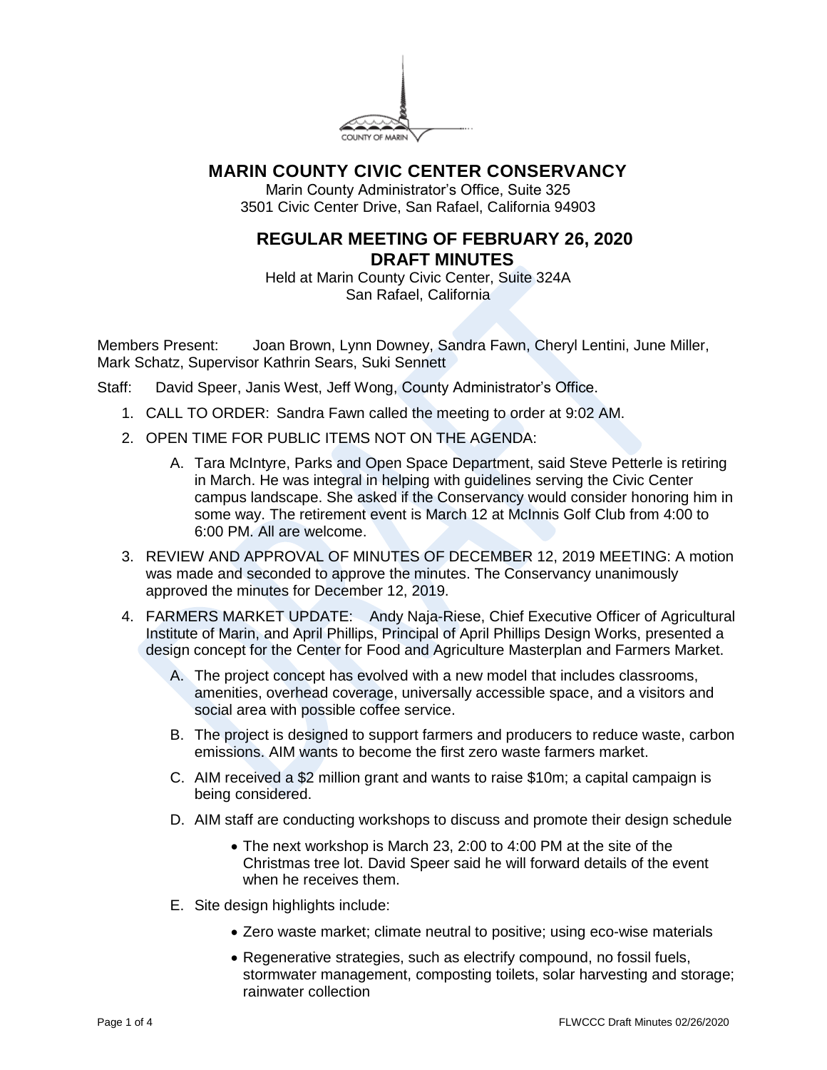# MARIN COUNTY CIVIC CENTER CONSERVANCY

Marin County Administrator's Office, Suite 325
3501 Civic Center Drive, San Rafael, California 94903

## REGULAR MEETING OF FEBRUARY 26, 2020
## DRAFT MINUTES

Held at Marin County Civic Center, Suite 324A
San Rafael, California

Members Present: Joan Brown, Lynn Downey, Sandra Fawn, Cheryl Lentini, June Miller, Mark Schatz, Supervisor Kathrin Sears, Suki Sennett

Staff: David Speer, Janis West, Jeff Wong, County Administrator's Office.

1. CALL TO ORDER: Sandra Fawn called the meeting to order at 9:02 AM.
2. OPEN TIME FOR PUBLIC ITEMS NOT ON THE AGENDA:
   A. Tara McIntyre, Parks and Open Space Department, said Steve Petterle is retiring in March. He was integral in helping with guidelines serving the Civic Center campus landscape. She asked if the Conservancy would consider honoring him in some way. The retirement event is March 12 at McInnis Golf Club from 4:00 to 6:00 PM. All are welcome.
3. REVIEW AND APPROVAL OF MINUTES OF DECEMBER 12, 2019 MEETING: A motion was made and seconded to approve the minutes. The Conservancy unanimously approved the minutes for December 12, 2019.
4. FARMERS MARKET UPDATE: Andy Naja-Riese, Chief Executive Officer of Agricultural Institute of Marin, and April Phillips, Principal of April Phillips Design Works, presented a design concept for the Center for Food and Agriculture Masterplan and Farmers Market.
   A. The project concept has evolved with a new model that includes classrooms, amenities, overhead coverage, universally accessible space, and a visitors and social area with possible coffee service.
   B. The project is designed to support farmers and producers to reduce waste, carbon emissions. AIM wants to become the first zero waste farmers market.
   C. AIM received a $2 million grant and wants to raise $10m; a capital campaign is being considered.
   D. AIM staff are conducting workshops to discuss and promote their design schedule
      - The next workshop is March 23, 2:00 to 4:00 PM at the site of the Christmas tree lot. David Speer said he will forward details of the event when he receives them.
   E. Site design highlights include:
      - Zero waste market; climate neutral to positive; using eco-wise materials
      - Regenerative strategies, such as electrify compound, no fossil fuels, stormwater management, composting toilets, solar harvesting and storage; rainwater collection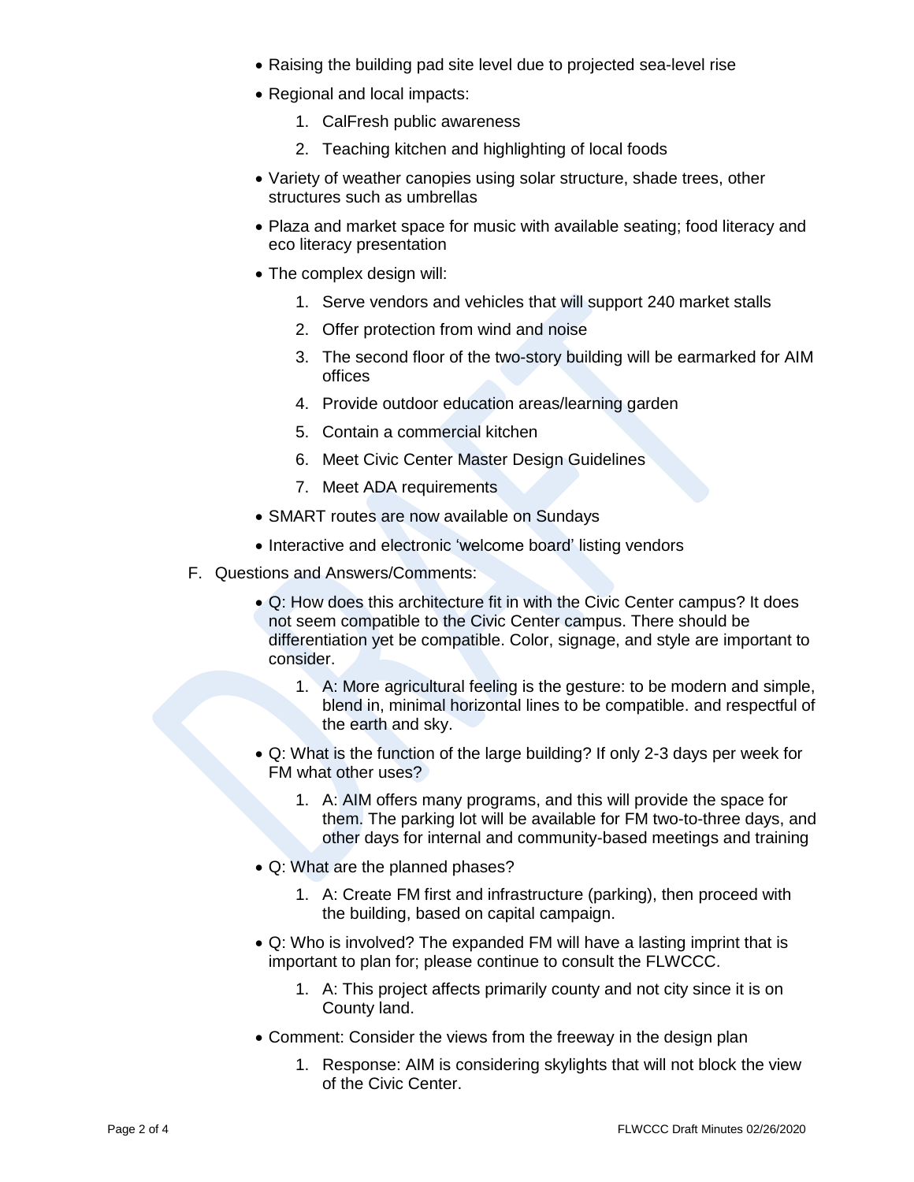- Raising the building pad site level due to projected sea-level rise
- Regional and local impacts:
    1. CalFresh public awareness
    2. Teaching kitchen and highlighting of local foods
- Variety of weather canopies using solar structure, shade trees, other structures such as umbrellas
- Plaza and market space for music with available seating; food literacy and eco literacy presentation
- The complex design will:
    1. Serve vendors and vehicles that will support 240 market stalls
    2. Offer protection from wind and noise
    3. The second floor of the two-story building will be earmarked for AIM offices
    4. Provide outdoor education areas/learning garden
    5. Contain a commercial kitchen
    6. Meet Civic Center Master Design Guidelines
    7. Meet ADA requirements
- SMART routes are now available on Sundays
- Interactive and electronic 'welcome board' listing vendors

F. Questions and Answers/Comments:

- Q: How does this architecture fit in with the Civic Center campus? It does not seem compatible to the Civic Center campus. There should be differentiation yet be compatible. Color, signage, and style are important to consider.
    1. A: More agricultural feeling is the gesture: to be modern and simple, blend in, minimal horizontal lines to be compatible. and respectful of the earth and sky.
- Q: What is the function of the large building? If only 2-3 days per week for FM what other uses?
    1. A: AIM offers many programs, and this will provide the space for them. The parking lot will be available for FM two-to-three days, and other days for internal and community-based meetings and training
- Q: What are the planned phases?
    1. A: Create FM first and infrastructure (parking), then proceed with the building, based on capital campaign.
- Q: Who is involved? The expanded FM will have a lasting imprint that is important to plan for; please continue to consult the FLWCCC.
    1. A: This project affects primarily county and not city since it is on County land.
- Comment: Consider the views from the freeway in the design plan
    1. Response: AIM is considering skylights that will not block the view of the Civic Center.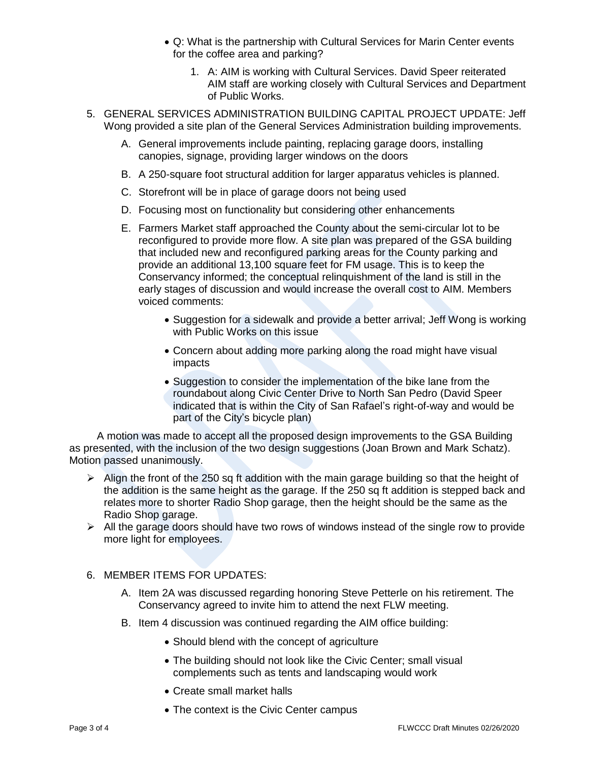- Q: What is the partnership with Cultural Services for Marin Center events for the coffee area and parking?
    1. A: AIM is working with Cultural Services. David Speer reiterated AIM staff are working closely with Cultural Services and Department of Public Works.

5. GENERAL SERVICES ADMINISTRATION BUILDING CAPITAL PROJECT UPDATE: Jeff Wong provided a site plan of the General Services Administration building improvements.
    A. General improvements include painting, replacing garage doors, installing canopies, signage, providing larger windows on the doors
    B. A 250-square foot structural addition for larger apparatus vehicles is planned.
    C. Storefront will be in place of garage doors not being used
    D. Focusing most on functionality but considering other enhancements
    E. Farmers Market staff approached the County about the semi-circular lot to be reconfigured to provide more flow. A site plan was prepared of the GSA building that included new and reconfigured parking areas for the County parking and provide an additional 13,100 square feet for FM usage. This is to keep the Conservancy informed; the conceptual relinquishment of the land is still in the early stages of discussion and would increase the overall cost to AIM. Members voiced comments:
        - Suggestion for a sidewalk and provide a better arrival; Jeff Wong is working with Public Works on this issue
        - Concern about adding more parking along the road might have visual impacts
        - Suggestion to consider the implementation of the bike lane from the roundabout along Civic Center Drive to North San Pedro (David Speer indicated that is within the City of San Rafael's right-of-way and would be part of the City's bicycle plan)

A motion was made to accept all the proposed design improvements to the GSA Building as presented, with the inclusion of the two design suggestions (Joan Brown and Mark Schatz). Motion passed unanimously.

- Align the front of the 250 sq ft addition with the main garage building so that the height of the addition is the same height as the garage. If the 250 sq ft addition is stepped back and relates more to shorter Radio Shop garage, then the height should be the same as the Radio Shop garage.
- All the garage doors should have two rows of windows instead of the single row to provide more light for employees.

6. MEMBER ITEMS FOR UPDATES:
    A. Item 2A was discussed regarding honoring Steve Petterle on his retirement. The Conservancy agreed to invite him to attend the next FLW meeting.
    B. Item 4 discussion was continued regarding the AIM office building:
        - Should blend with the concept of agriculture
        - The building should not look like the Civic Center; small visual complements such as tents and landscaping would work
        - Create small market halls
        - The context is the Civic Center campus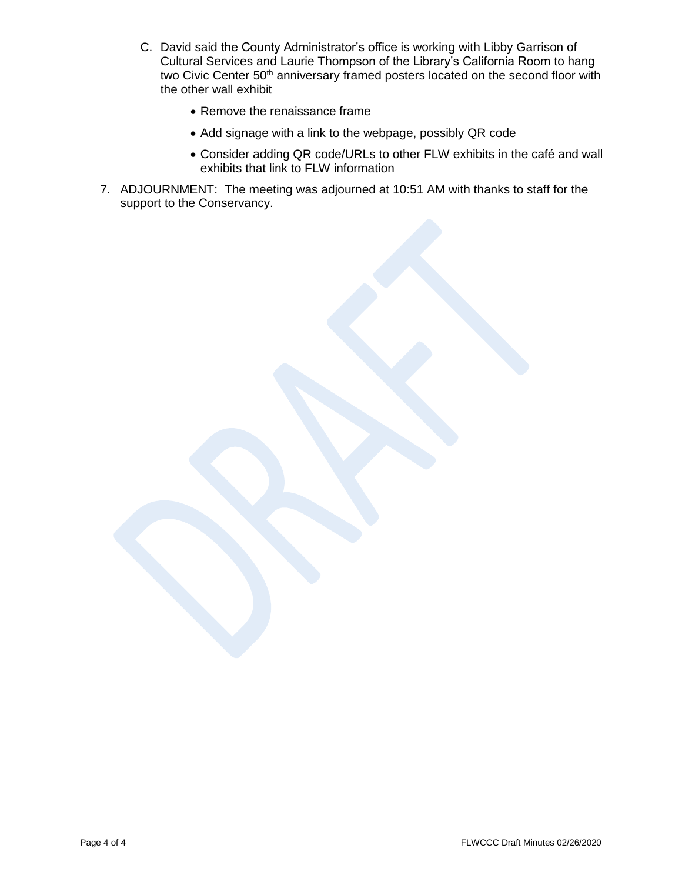C. David said the County Administrator's office is working with Libby Garrison of Cultural Services and Laurie Thompson of the Library's California Room to hang two Civic Center 50th anniversary framed posters located on the second floor with the other wall exhibit

- Remove the renaissance frame
- Add signage with a link to the webpage, possibly QR code
- Consider adding QR code/URLs to other FLW exhibits in the café and wall exhibits that link to FLW information

7. ADJOURNMENT: The meeting was adjourned at 10:51 AM with thanks to staff for the support to the Conservancy.